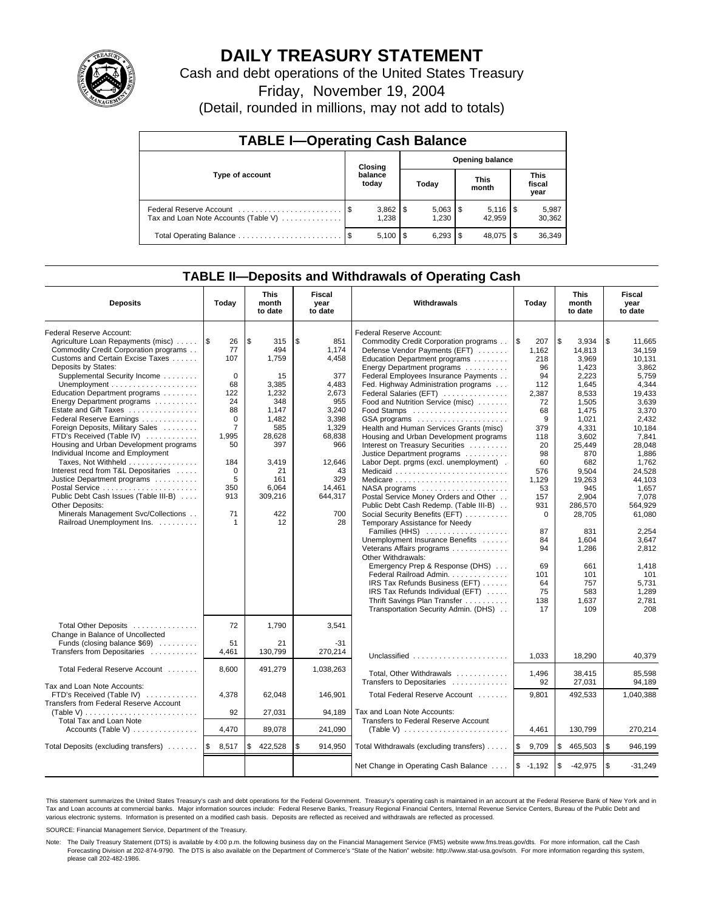# DAILY TREASURY STATEMENT

Cash and debt operations of the United States Treasury

Friday, November 19, 2004

(Detail, rounded in millions, may not add to totals)

## TABLE I—Operating Cash Balance

| Type of account | Closing balance today | Opening balance Today | Opening balance This month | Opening balance This fiscal year |
|---|---|---|---|---|
| Federal Reserve Account | $ 3,862 | $ 5,063 | $ 5,116 | $ 5,987 |
| Tax and Loan Note Accounts (Table V) | 1,238 | 1,230 | 42,959 | 30,362 |
| Total Operating Balance | $ 5,100 | $ 6,293 | $ 48,075 | $ 36,349 |

## TABLE II—Deposits and Withdrawals of Operating Cash

| Deposits | Today | This month to date | Fiscal year to date | Withdrawals | Today | This month to date | Fiscal year to date |
|---|---|---|---|---|---|---|---|
| Federal Reserve Account: | | | | Federal Reserve Account: | | | |
| Agriculture Loan Repayments (misc) | $ 26 | $ 315 | $ 851 | Commodity Credit Corporation programs | $ 207 | $ 3,934 | $ 11,665 |
| Commodity Credit Corporation programs | 77 | 494 | 1,174 | Defense Vendor Payments (EFT) | 1,162 | 14,813 | 34,159 |
| Customs and Certain Excise Taxes | 107 | 1,759 | 4,458 | Education Department programs | 218 | 3,969 | 10,131 |
| Deposits by States: | | | | Energy Department programs | 96 | 1,423 | 3,862 |
| Supplemental Security Income | 0 | 15 | 377 | Federal Employees Insurance Payments | 94 | 2,223 | 5,759 |
| Unemployment | 68 | 3,385 | 4,483 | Fed. Highway Administration programs | 112 | 1,645 | 4,344 |
| Education Department programs | 122 | 1,232 | 2,673 | Federal Salaries (EFT) | 2,387 | 8,533 | 19,433 |
| Energy Department programs | 24 | 348 | 955 | Food and Nutrition Service (misc) | 72 | 1,505 | 3,639 |
| Estate and Gift Taxes | 88 | 1,147 | 3,240 | Food Stamps | 68 | 1,475 | 3,370 |
| Federal Reserve Earnings | 0 | 1,482 | 3,398 | GSA programs | 9 | 1,021 | 2,432 |
| Foreign Deposits, Military Sales | 7 | 585 | 1,329 | Health and Human Services Grants (misc) | 379 | 4,331 | 10,184 |
| FTD's Received (Table IV) | 1,995 | 28,628 | 68,838 | Housing and Urban Development programs | 118 | 3,602 | 7,841 |
| Housing and Urban Development programs | 50 | 397 | 966 | Interest on Treasury Securities | 20 | 25,449 | 28,048 |
| Individual Income and Employment | | | | Justice Department programs | 98 | 870 | 1,886 |
| Taxes, Not Withheld | 184 | 3,419 | 12,646 | Labor Dept. prgms (excl. unemployment) | 60 | 682 | 1,762 |
| Interest recd from T&L Depositaries | 0 | 21 | 43 | Medicaid | 576 | 9,504 | 24,528 |
| Justice Department programs | 5 | 161 | 329 | Medicare | 1,129 | 19,263 | 44,103 |
| Postal Service | 350 | 6,064 | 14,461 | NASA programs | 53 | 945 | 1,657 |
| Public Debt Cash Issues (Table III-B) | 913 | 309,216 | 644,317 | Postal Service Money Orders and Other | 157 | 2,904 | 7,078 |
| Other Deposits: | | | | Public Debt Cash Redemp. (Table III-B) | 931 | 286,570 | 564,929 |
| Minerals Management Svc/Collections | 71 | 422 | 700 | Social Security Benefits (EFT) | 0 | 28,705 | 61,080 |
| Railroad Unemployment Ins. | 1 | 12 | 28 | Temporary Assistance for Needy | | | |
| | | | | Families (HHS) | 87 | 831 | 2,254 |
| | | | | Unemployment Insurance Benefits | 84 | 1,604 | 3,647 |
| | | | | Veterans Affairs programs | 94 | 1,286 | 2,812 |
| | | | | Other Withdrawals: | | | |
| | | | | Emergency Prep & Response (DHS) | 69 | 661 | 1,418 |
| | | | | Federal Railroad Admin. | 101 | 101 | 101 |
| | | | | IRS Tax Refunds Business (EFT) | 64 | 757 | 5,731 |
| | | | | IRS Tax Refunds Individual (EFT) | 75 | 583 | 1,289 |
| | | | | Thrift Savings Plan Transfer | 138 | 1,637 | 2,781 |
| | | | | Transportation Security Admin. (DHS) | 17 | 109 | 208 |
| Total Other Deposits | 72 | 1,790 | 3,541 | | | | |
| Change in Balance of Uncollected Funds (closing balance $69) | 51 | 21 | -31 | | | | |
| Transfers from Depositaries | 4,461 | 130,799 | 270,214 | Unclassified | 1,033 | 18,290 | 40,379 |
| Total Federal Reserve Account | 8,600 | 491,279 | 1,038,263 | Total, Other Withdrawals | 1,496 | 38,415 | 85,598 |
| | | | | Transfers to Depositaries | 92 | 27,031 | 94,189 |
| Tax and Loan Note Accounts: | | | | | | | |
| FTD's Received (Table IV) | 4,378 | 62,048 | 146,901 | Total Federal Reserve Account | 9,801 | 492,533 | 1,040,388 |
| Transfers from Federal Reserve Account (Table V) | 92 | 27,031 | 94,189 | Tax and Loan Note Accounts: | | | |
| Total Tax and Loan Note Accounts (Table V) | 4,470 | 89,078 | 241,090 | Transfers to Federal Reserve Account (Table V) | 4,461 | 130,799 | 270,214 |
| Total Deposits (excluding transfers) | $ 8,517 | $ 422,528 | $ 914,950 | Total Withdrawals (excluding transfers) | $ 9,709 | $ 465,503 | $ 946,199 |
| | | | | Net Change in Operating Cash Balance | $ -1,192 | $ -42,975 | $ -31,249 |

This statement summarizes the United States Treasury's cash and debt operations for the Federal Government. Treasury's operating cash is maintained in an account at the Federal Reserve Bank of New York and in Tax and Loan accounts at commercial banks. Major information sources include: Federal Reserve Banks, Treasury Regional Financial Centers, Internal Revenue Service Centers, Bureau of the Public Debt and various electronic systems. Information is presented on a modified cash basis. Deposits are reflected as received and withdrawals are reflected as processed.

SOURCE: Financial Management Service, Department of the Treasury.

Note: The Daily Treasury Statement (DTS) is available by 4:00 p.m. the following business day on the Financial Management Service (FMS) website www.fms.treas.gov/dts. For more information, call the Cash Forecasting Division at 202-874-9790. The DTS is also available on the Department of Commerce's "State of the Nation" website: http://www.stat-usa.gov/sotn. For more information regarding this system, please call 202-482-1986.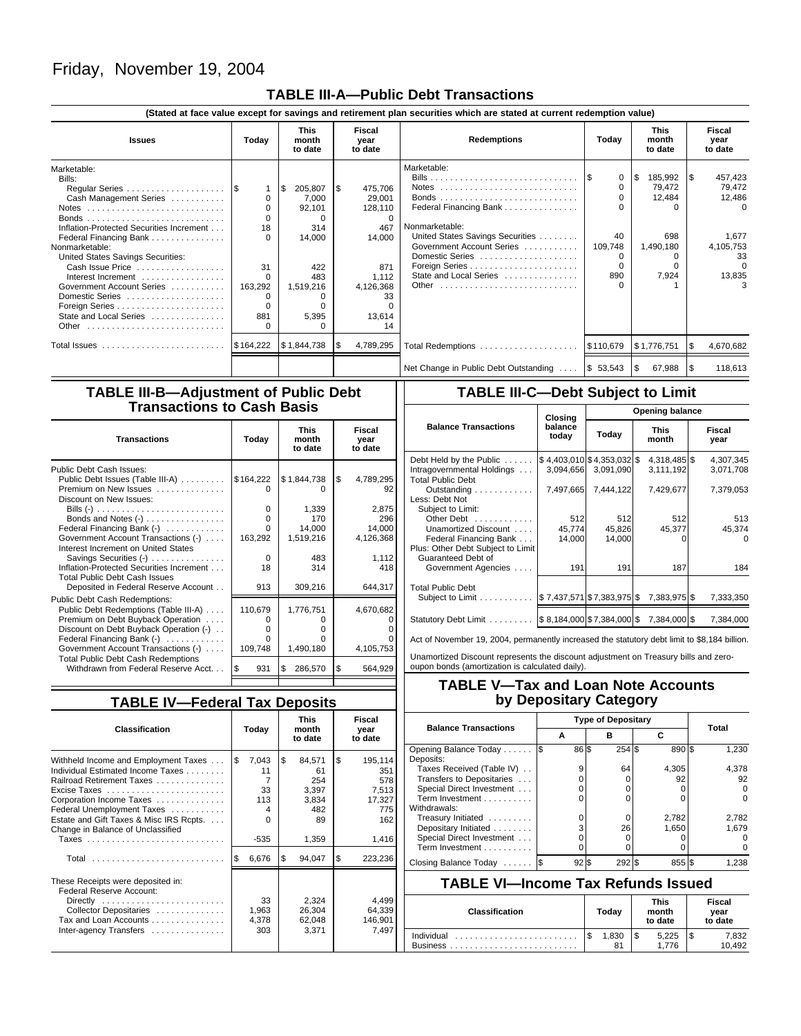Friday, November 19, 2004

## TABLE III-A—Public Debt Transactions

(Stated at face value except for savings and retirement plan securities which are stated at current redemption value)

| Issues | Today | This month to date | Fiscal year to date |
|---|---|---|---|
| Marketable: | | | |
| Bills: | | | |
| Regular Series | $ 1 | $ 205,807 | $ 475,706 |
| Cash Management Series | 0 | 7,000 | 29,001 |
| Notes | 0 | 92,101 | 128,110 |
| Bonds | 0 | 0 | 0 |
| Inflation-Protected Securities Increment | 18 | 314 | 467 |
| Federal Financing Bank | 0 | 14,000 | 14,000 |
| Nonmarketable: | | | |
| United States Savings Securities: | | | |
| Cash Issue Price | 31 | 422 | 871 |
| Interest Increment | 0 | 483 | 1,112 |
| Government Account Series | 163,292 | 1,519,216 | 4,126,368 |
| Domestic Series | 0 | 0 | 33 |
| Foreign Series | 0 | 0 | 0 |
| State and Local Series | 881 | 5,395 | 13,614 |
| Other | 0 | 0 | 14 |
| Total Issues | $ 164,222 | $ 1,844,738 | $ 4,789,295 |

| Redemptions | Today | This month to date | Fiscal year to date |
|---|---|---|---|
| Marketable: | | | |
| Bills | $ 0 | $ 185,992 | $ 457,423 |
| Notes | 0 | 79,472 | 79,472 |
| Bonds | 0 | 12,484 | 12,486 |
| Federal Financing Bank | 0 | 0 | 0 |
| Nonmarketable: | | | |
| United States Savings Securities | 40 | 698 | 1,677 |
| Government Account Series | 109,748 | 1,490,180 | 4,105,753 |
| Domestic Series | 0 | 0 | 33 |
| Foreign Series | 0 | 0 | 0 |
| State and Local Series | 890 | 7,924 | 13,835 |
| Other | 0 | 1 | 3 |
| Total Redemptions | $ 110,679 | $ 1,776,751 | $ 4,670,682 |
| Net Change in Public Debt Outstanding | $ 53,543 | $ 67,988 | $ 118,613 |

## TABLE III-B—Adjustment of Public Debt Transactions to Cash Basis

| Transactions | Today | This month to date | Fiscal year to date |
|---|---|---|---|
| Public Debt Cash Issues: | | | |
| Public Debt Issues (Table III-A) | $ 164,222 | $ 1,844,738 | $ 4,789,295 |
| Premium on New Issues | 0 | 0 | 92 |
| Discount on New Issues: | | | |
| Bills (-) | 0 | 1,339 | 2,875 |
| Bonds and Notes (-) | 0 | 170 | 296 |
| Federal Financing Bank (-) | 0 | 14,000 | 14,000 |
| Government Account Transactions (-) | 163,292 | 1,519,216 | 4,126,368 |
| Interest Increment on United States Savings Securities (-) | 0 | 483 | 1,112 |
| Inflation-Protected Securities Increment | 18 | 314 | 418 |
| Total Public Debt Cash Issues Deposited in Federal Reserve Account | 913 | 309,216 | 644,317 |
| Public Debt Cash Redemptions: | | | |
| Public Debt Redemptions (Table III-A) | 110,679 | 1,776,751 | 4,670,682 |
| Premium on Debt Buyback Operation | 0 | 0 | 0 |
| Discount on Debt Buyback Operation (-) | 0 | 0 | 0 |
| Federal Financing Bank (-) | 0 | 0 | 0 |
| Government Account Transactions (-) | 109,748 | 1,490,180 | 4,105,753 |
| Total Public Debt Cash Redemptions Withdrawn from Federal Reserve Acct. | $ 931 | $ 286,570 | $ 564,929 |

## TABLE III-C—Debt Subject to Limit

| Balance Transactions | Closing balance today | Opening balance Today | Opening balance This month | Opening balance Fiscal year |
|---|---|---|---|---|
| Debt Held by the Public | $ 4,403,010 | $ 4,353,032 | $ 4,318,485 | $ 4,307,345 |
| Intragovernmental Holdings | 3,094,656 | 3,091,090 | 3,111,192 | 3,071,708 |
| Total Public Debt Outstanding | 7,497,665 | 7,444,122 | 7,429,677 | 7,379,053 |
| Less: Debt Not Subject to Limit: | | | | |
| Other Debt | 512 | 512 | 512 | 513 |
| Unamortized Discount | 45,774 | 45,826 | 45,377 | 45,374 |
| Federal Financing Bank | 14,000 | 14,000 | 0 | 0 |
| Plus: Other Debt Subject to Limit Guaranteed Debt of Government Agencies | 191 | 191 | 187 | 184 |
| Total Public Debt Subject to Limit | $ 7,437,571 | $ 7,383,975 | $ 7,383,975 | $ 7,333,350 |
| Statutory Debt Limit | $ 8,184,000 | $ 7,384,000 | $ 7,384,000 | $ 7,384,000 |

Act of November 19, 2004, permanently increased the statutory debt limit to $8,184 billion.

Unamortized Discount represents the discount adjustment on Treasury bills and zero-coupon bonds (amortization is calculated daily).

## TABLE IV—Federal Tax Deposits

| Classification | Today | This month to date | Fiscal year to date |
|---|---|---|---|
| Withheld Income and Employment Taxes | $ 7,043 | $ 84,571 | $ 195,114 |
| Individual Estimated Income Taxes | 11 | 61 | 351 |
| Railroad Retirement Taxes | 7 | 254 | 578 |
| Excise Taxes | 33 | 3,397 | 7,513 |
| Corporation Income Taxes | 113 | 3,834 | 17,327 |
| Federal Unemployment Taxes | 4 | 482 | 775 |
| Estate and Gift Taxes & Misc IRS Rcpts. | 0 | 89 | 162 |
| Change in Balance of Unclassified Taxes | -535 | 1,359 | 1,416 |
| Total | $ 6,676 | $ 94,047 | $ 223,236 |
| These Receipts were deposited in: | | | |
| Federal Reserve Account: | | | |
| Directly | 33 | 2,324 | 4,499 |
| Collector Depositaries | 1,963 | 26,304 | 64,339 |
| Tax and Loan Accounts | 4,378 | 62,048 | 146,901 |
| Inter-agency Transfers | 303 | 3,371 | 7,497 |

## TABLE V—Tax and Loan Note Accounts by Depositary Category

| Balance Transactions | Type of Depositary A | Type of Depositary B | Type of Depositary C | Total |
|---|---|---|---|---|
| Opening Balance Today | $ 86 | $ 254 | $ 890 | $ 1,230 |
| Deposits: | | | | |
| Taxes Received (Table IV) | 9 | 64 | 4,305 | 4,378 |
| Transfers to Depositaries | 0 | 0 | 92 | 92 |
| Special Direct Investment | 0 | 0 | 0 | 0 |
| Term Investment | 0 | 0 | 0 | 0 |
| Withdrawals: | | | | |
| Treasury Initiated | 0 | 0 | 2,782 | 2,782 |
| Depositary Initiated | 3 | 26 | 1,650 | 1,679 |
| Special Direct Investment | 0 | 0 | 0 | 0 |
| Term Investment | 0 | 0 | 0 | 0 |
| Closing Balance Today | $ 92 | $ 292 | $ 855 | $ 1,238 |

## TABLE VI—Income Tax Refunds Issued

| Classification | Today | This month to date | Fiscal year to date |
|---|---|---|---|
| Individual | $ 1,830 | $ 5,225 | $ 7,832 |
| Business | 81 | 1,776 | 10,492 |